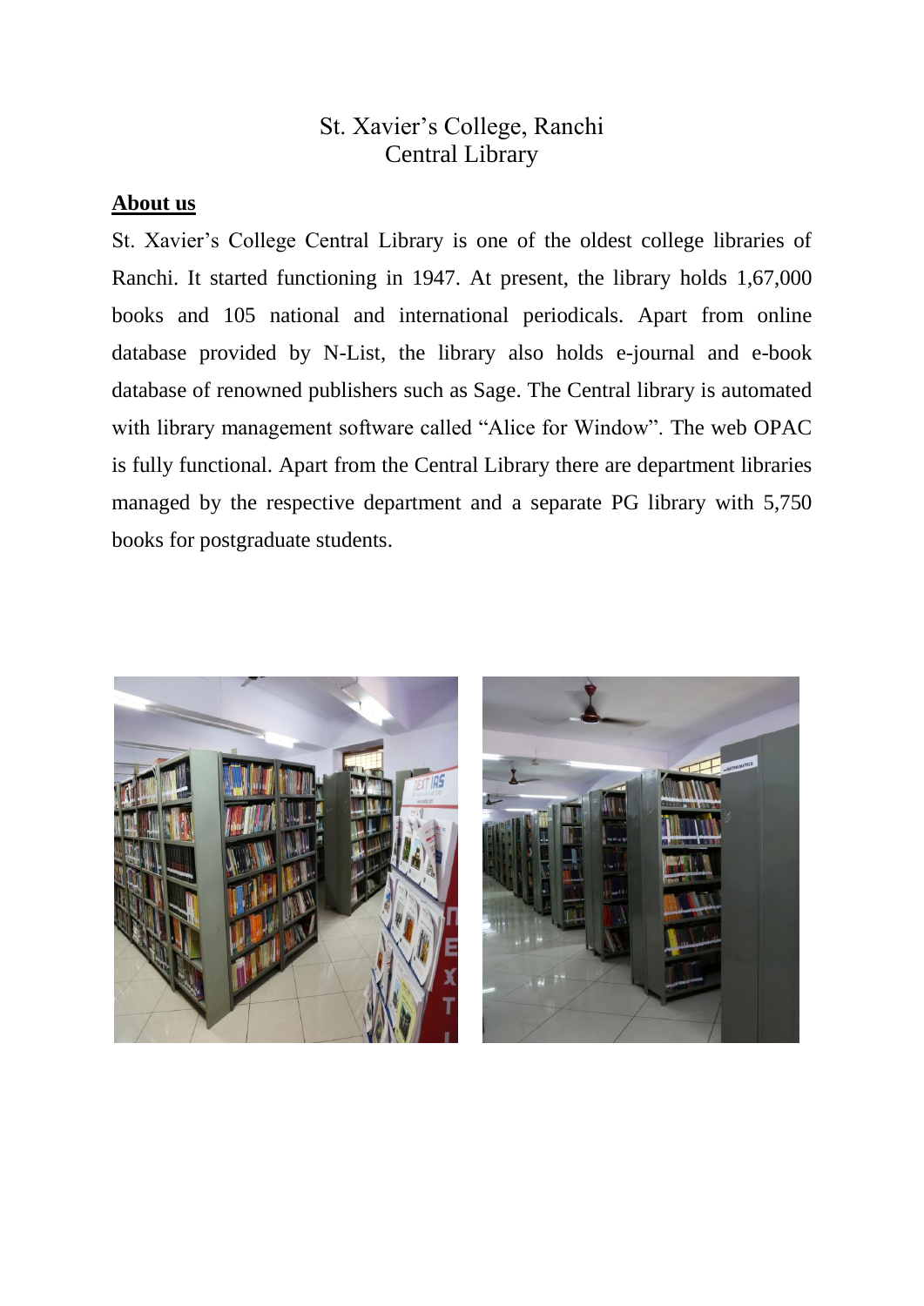# St. Xavier's College, Ranchi
# Central Library

**About us**

St. Xavier's College Central Library is one of the oldest college libraries of Ranchi. It started functioning in 1947. At present, the library holds 1,67,000 books and 105 national and international periodicals. Apart from online database provided by N-List, the library also holds e-journal and e-book database of renowned publishers such as Sage. The Central library is automated with library management software called "Alice for Window". The web OPAC is fully functional. Apart from the Central Library there are department libraries managed by the respective department and a separate PG library with 5,750 books for postgraduate students.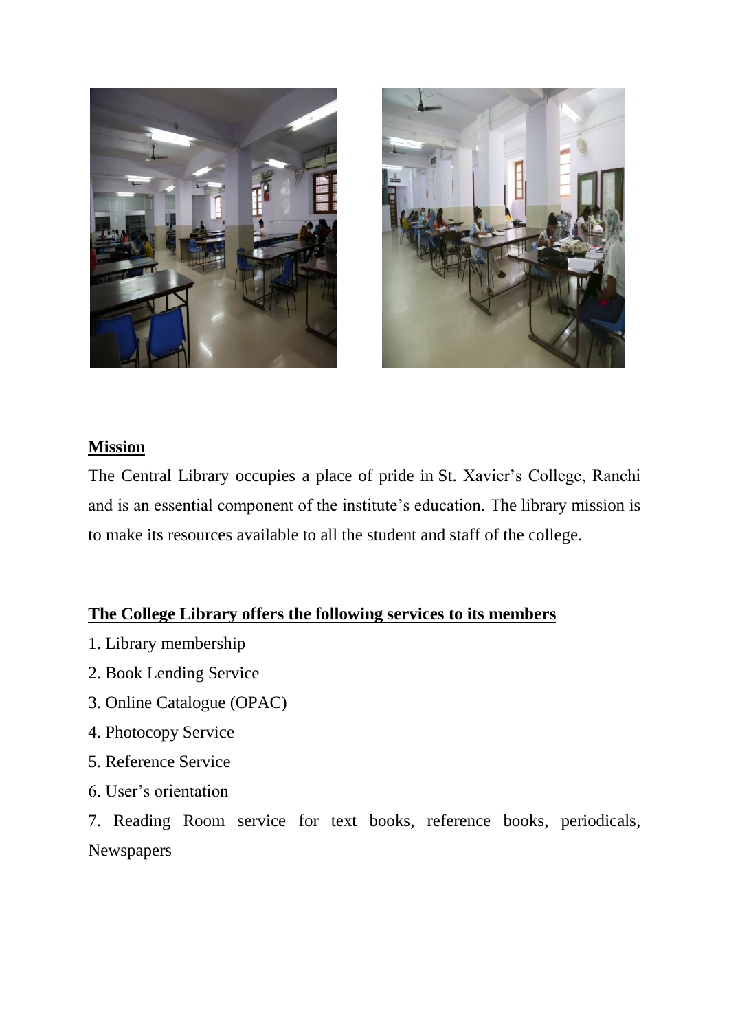## Mission

The Central Library occupies a place of pride in St. Xavier's College, Ranchi and is an essential component of the institute's education. The library mission is to make its resources available to all the student and staff of the college.

## The College Library offers the following services to its members

1. Library membership
2. Book Lending Service
3. Online Catalogue (OPAC)
4. Photocopy Service
5. Reference Service
6. User's orientation
7. Reading Room service for text books, reference books, periodicals, Newspapers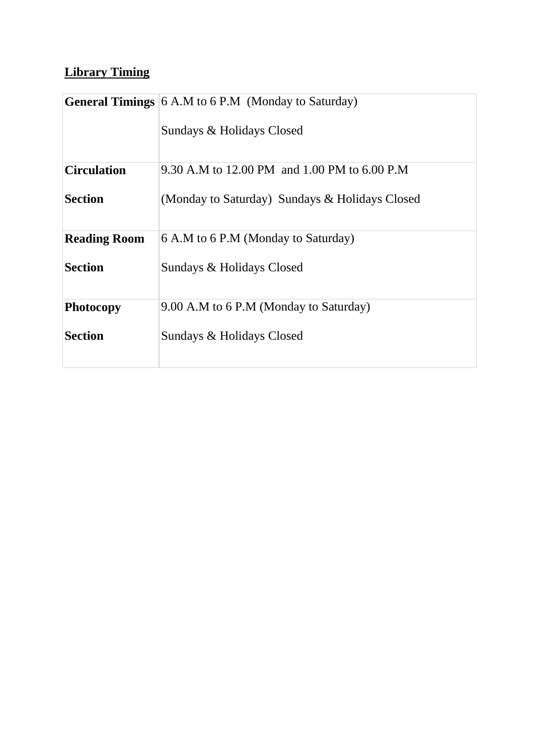**Library Timing**

| **General Timings** | 6 A.M to 6 P.M (Monday to Saturday) Sundays & Holidays Closed |
|---|---|
| **Circulation Section** | 9.30 A.M to 12.00 PM and 1.00 PM to 6.00 P.M (Monday to Saturday) Sundays & Holidays Closed |
| **Reading Room Section** | 6 A.M to 6 P.M (Monday to Saturday) Sundays & Holidays Closed |
| **Photocopy Section** | 9.00 A.M to 6 P.M (Monday to Saturday) Sundays & Holidays Closed |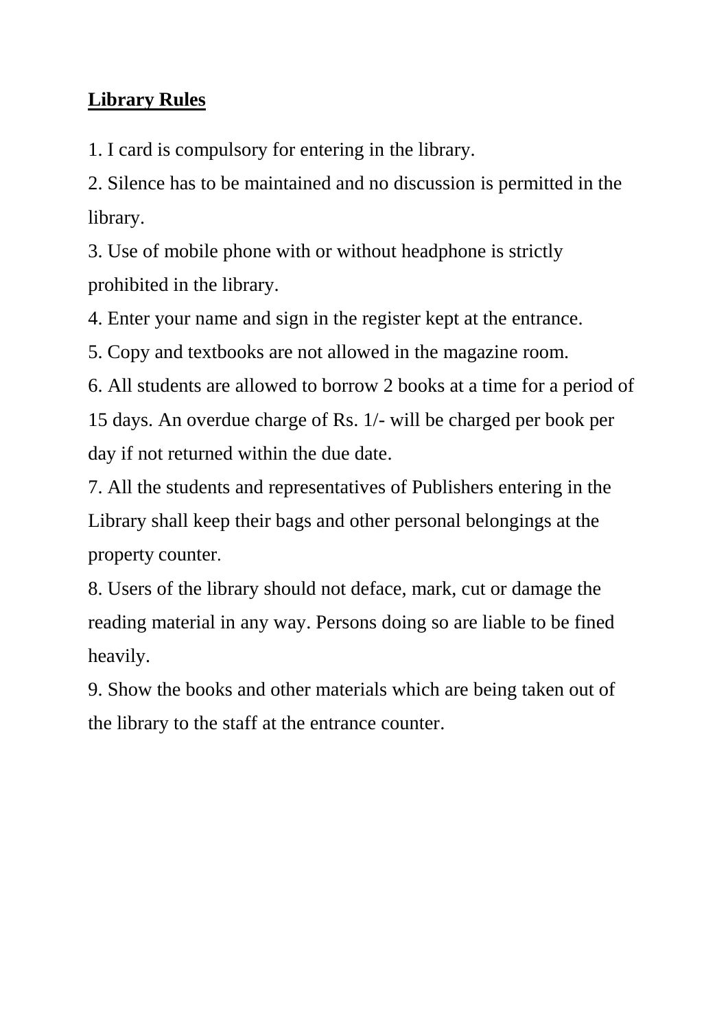**<u>Library Rules</u>**

1. I card is compulsory for entering in the library.
2. Silence has to be maintained and no discussion is permitted in the library.
3. Use of mobile phone with or without headphone is strictly prohibited in the library.
4. Enter your name and sign in the register kept at the entrance.
5. Copy and textbooks are not allowed in the magazine room.
6. All students are allowed to borrow 2 books at a time for a period of 15 days. An overdue charge of Rs. 1/- will be charged per book per day if not returned within the due date.
7. All the students and representatives of Publishers entering in the Library shall keep their bags and other personal belongings at the property counter.
8. Users of the library should not deface, mark, cut or damage the reading material in any way. Persons doing so are liable to be fined heavily.
9. Show the books and other materials which are being taken out of the library to the staff at the entrance counter.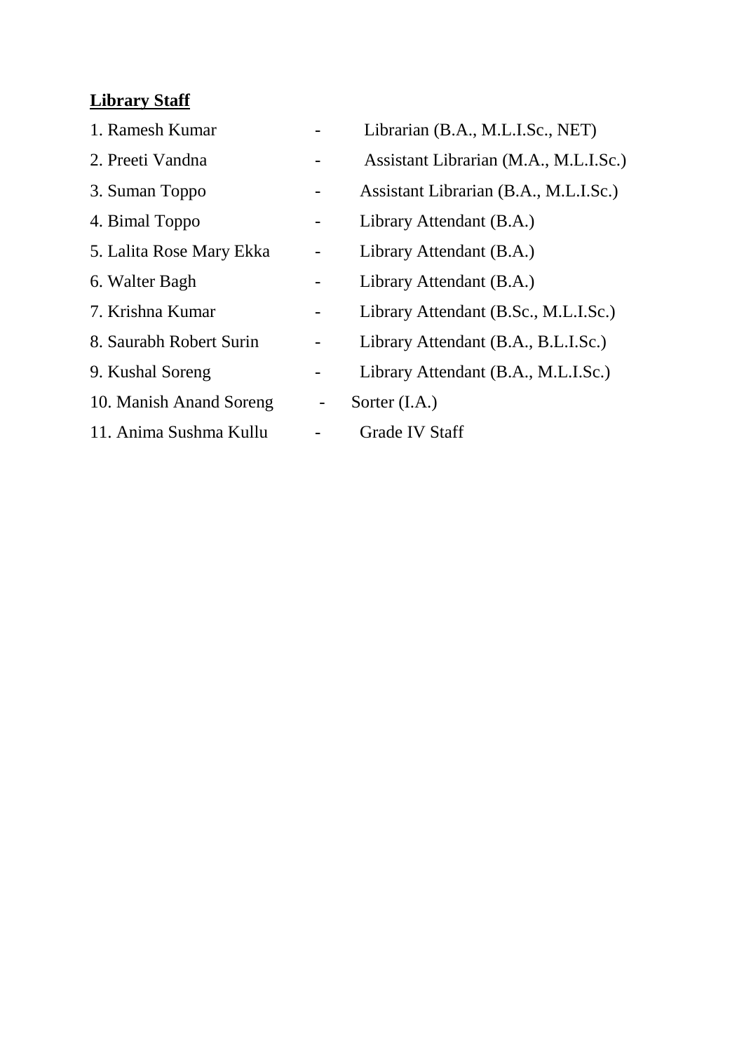**Library Staff**

1. Ramesh Kumar - Librarian (B.A., M.L.I.Sc., NET)
2. Preeti Vandna - Assistant Librarian (M.A., M.L.I.Sc.)
3. Suman Toppo - Assistant Librarian (B.A., M.L.I.Sc.)
4. Bimal Toppo - Library Attendant (B.A.)
5. Lalita Rose Mary Ekka - Library Attendant (B.A.)
6. Walter Bagh - Library Attendant (B.A.)
7. Krishna Kumar - Library Attendant (B.Sc., M.L.I.Sc.)
8. Saurabh Robert Surin - Library Attendant (B.A., B.L.I.Sc.)
9. Kushal Soreng - Library Attendant (B.A., M.L.I.Sc.)
10. Manish Anand Soreng - Sorter (I.A.)
11. Anima Sushma Kullu - Grade IV Staff